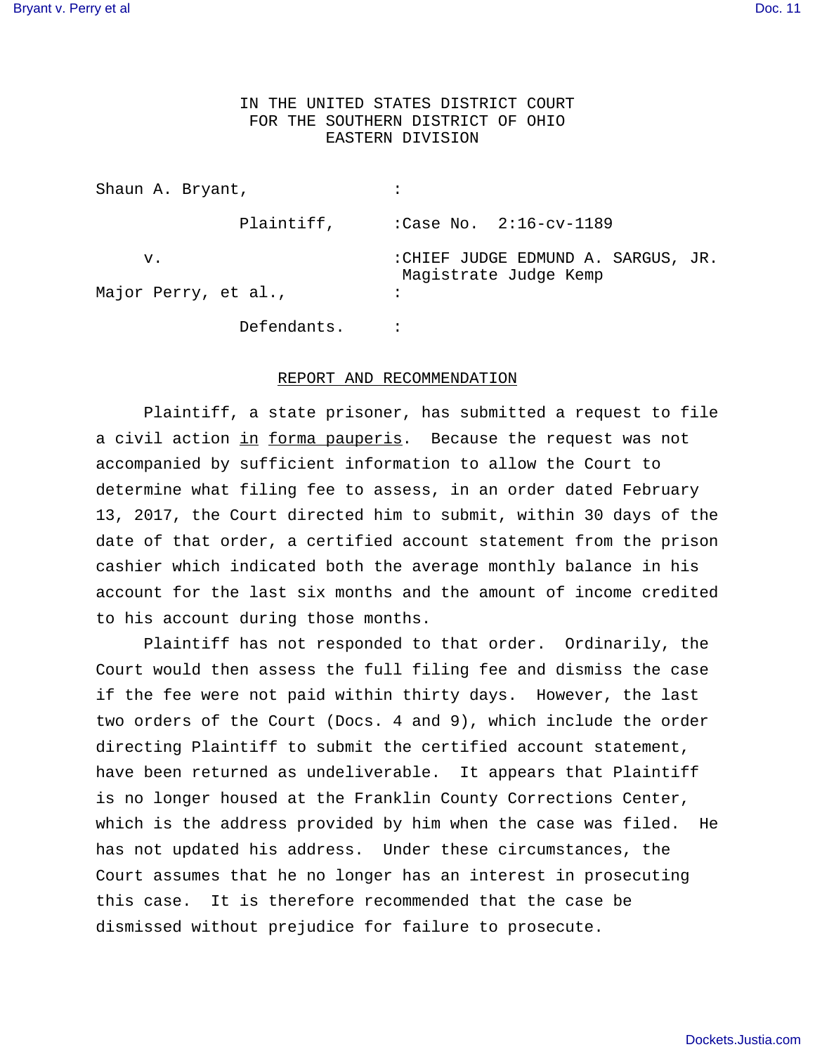IN THE UNITED STATES DISTRICT COURT
FOR THE SOUTHERN DISTRICT OF OHIO
EASTERN DIVISION

Shaun A. Bryant, :

Plaintiff, :Case No. 2:16-cv-1189

v. :CHIEF JUDGE EDMUND A. SARGUS, JR.
Magistrate Judge Kemp

Major Perry, et al., :

Defendants. :

## REPORT AND RECOMMENDATION

Plaintiff, a state prisoner, has submitted a request to file a civil action *in forma pauperis*. Because the request was not accompanied by sufficient information to allow the Court to determine what filing fee to assess, in an order dated February 13, 2017, the Court directed him to submit, within 30 days of the date of that order, a certified account statement from the prison cashier which indicated both the average monthly balance in his account for the last six months and the amount of income credited to his account during those months.

Plaintiff has not responded to that order. Ordinarily, the Court would then assess the full filing fee and dismiss the case if the fee were not paid within thirty days. However, the last two orders of the Court (Docs. 4 and 9), which include the order directing Plaintiff to submit the certified account statement, have been returned as undeliverable. It appears that Plaintiff is no longer housed at the Franklin County Corrections Center, which is the address provided by him when the case was filed. He has not updated his address. Under these circumstances, the Court assumes that he no longer has an interest in prosecuting this case. It is therefore recommended that the case be dismissed without prejudice for failure to prosecute.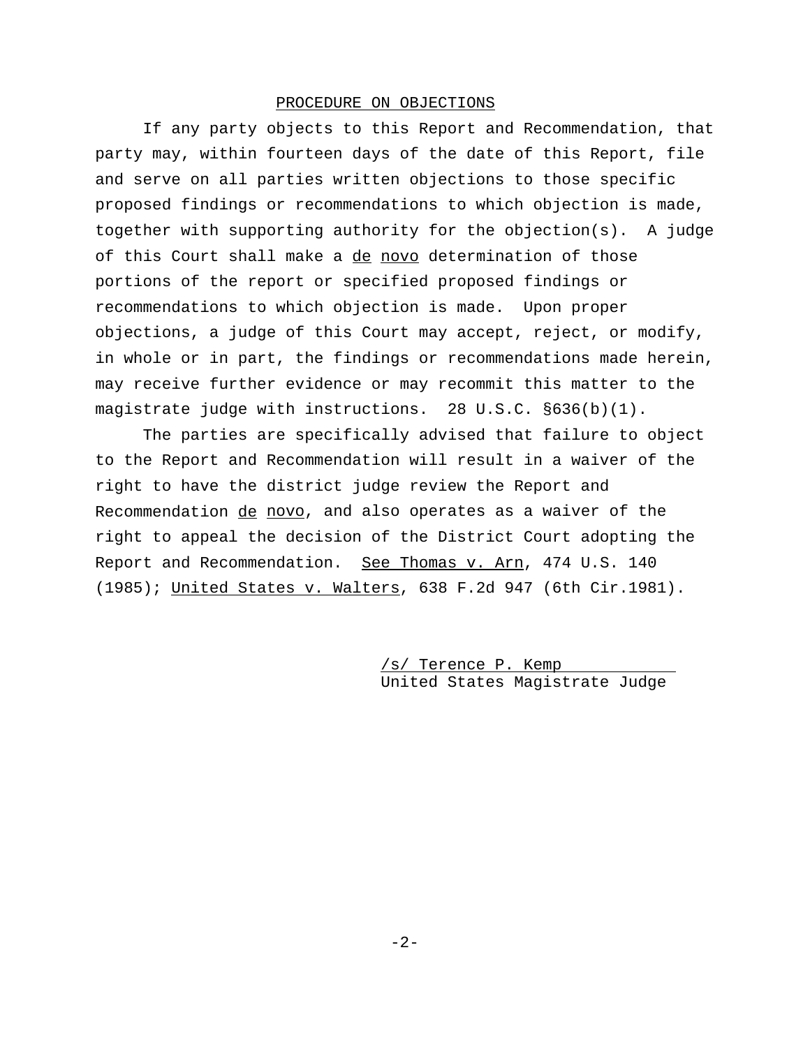## PROCEDURE ON OBJECTIONS

If any party objects to this Report and Recommendation, that party may, within fourteen days of the date of this Report, file and serve on all parties written objections to those specific proposed findings or recommendations to which objection is made, together with supporting authority for the objection(s). A judge of this Court shall make a de novo determination of those portions of the report or specified proposed findings or recommendations to which objection is made. Upon proper objections, a judge of this Court may accept, reject, or modify, in whole or in part, the findings or recommendations made herein, may receive further evidence or may recommit this matter to the magistrate judge with instructions. 28 U.S.C. §636(b)(1).

The parties are specifically advised that failure to object to the Report and Recommendation will result in a waiver of the right to have the district judge review the Report and Recommendation de novo, and also operates as a waiver of the right to appeal the decision of the District Court adopting the Report and Recommendation. See Thomas v. Arn, 474 U.S. 140 (1985); United States v. Walters, 638 F.2d 947 (6th Cir.1981).

/s/ Terence P. Kemp
United States Magistrate Judge